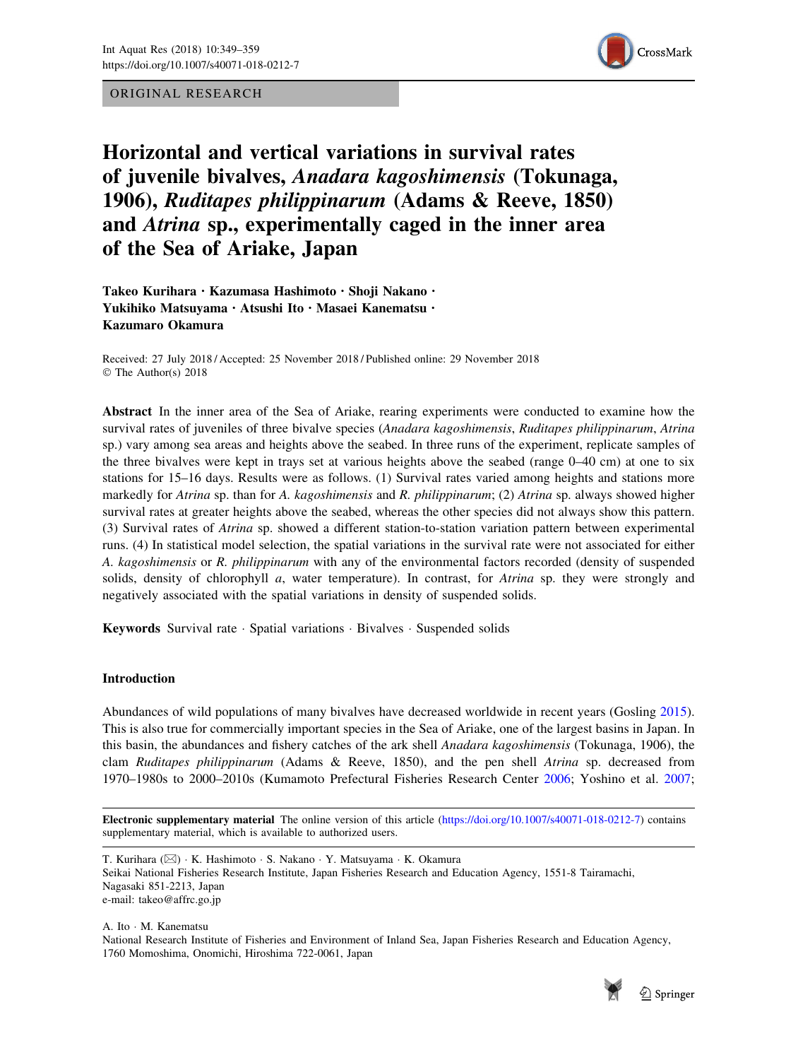ORIGINAL RESEARCH

# Horizontal and vertical variations in survival rates of juvenile bivalves, *Anadara kagoshimensis* (Tokunaga, 1906), *Ruditapes philippinarum* (Adams & Reeve, 1850) and *Atrina* sp., experimentally caged in the inner area of the Sea of Ariake, Japan

**Takeo Kurihara · Kazumasa Hashimoto · Shoji Nakano · Yukihiko Matsuyama · Atsushi Ito · Masaei Kanematsu · Kazumaro Okamura**

Received: 27 July 2018 / Accepted: 25 November 2018 / Published online: 29 November 2018
© The Author(s) 2018

**Abstract** In the inner area of the Sea of Ariake, rearing experiments were conducted to examine how the survival rates of juveniles of three bivalve species (*Anadara kagoshimensis*, *Ruditapes philippinarum*, *Atrina* sp.) vary among sea areas and heights above the seabed. In three runs of the experiment, replicate samples of the three bivalves were kept in trays set at various heights above the seabed (range 0–40 cm) at one to six stations for 15–16 days. Results were as follows. (1) Survival rates varied among heights and stations more markedly for *Atrina* sp. than for *A. kagoshimensis* and *R. philippinarum*; (2) *Atrina* sp. always showed higher survival rates at greater heights above the seabed, whereas the other species did not always show this pattern. (3) Survival rates of *Atrina* sp. showed a different station-to-station variation pattern between experimental runs. (4) In statistical model selection, the spatial variations in the survival rate were not associated for either *A. kagoshimensis* or *R. philippinarum* with any of the environmental factors recorded (density of suspended solids, density of chlorophyll *a*, water temperature). In contrast, for *Atrina* sp. they were strongly and negatively associated with the spatial variations in density of suspended solids.

**Keywords** Survival rate · Spatial variations · Bivalves · Suspended solids

## Introduction

Abundances of wild populations of many bivalves have decreased worldwide in recent years (Gosling 2015). This is also true for commercially important species in the Sea of Ariake, one of the largest basins in Japan. In this basin, the abundances and fishery catches of the ark shell *Anadara kagoshimensis* (Tokunaga, 1906), the clam *Ruditapes philippinarum* (Adams & Reeve, 1850), and the pen shell *Atrina* sp. decreased from 1970–1980s to 2000–2010s (Kumamoto Prefectural Fisheries Research Center 2006; Yoshino et al. 2007;

**Electronic supplementary material** The online version of this article (https://doi.org/10.1007/s40071-018-0212-7) contains supplementary material, which is available to authorized users.

T. Kurihara (✉) · K. Hashimoto · S. Nakano · Y. Matsuyama · K. Okamura
Seikai National Fisheries Research Institute, Japan Fisheries Research and Education Agency, 1551-8 Tairamachi, Nagasaki 851-2213, Japan
e-mail: takeo@affrc.go.jp

A. Ito · M. Kanematsu
National Research Institute of Fisheries and Environment of Inland Sea, Japan Fisheries Research and Education Agency, 1760 Momoshima, Onomichi, Hiroshima 722-0061, Japan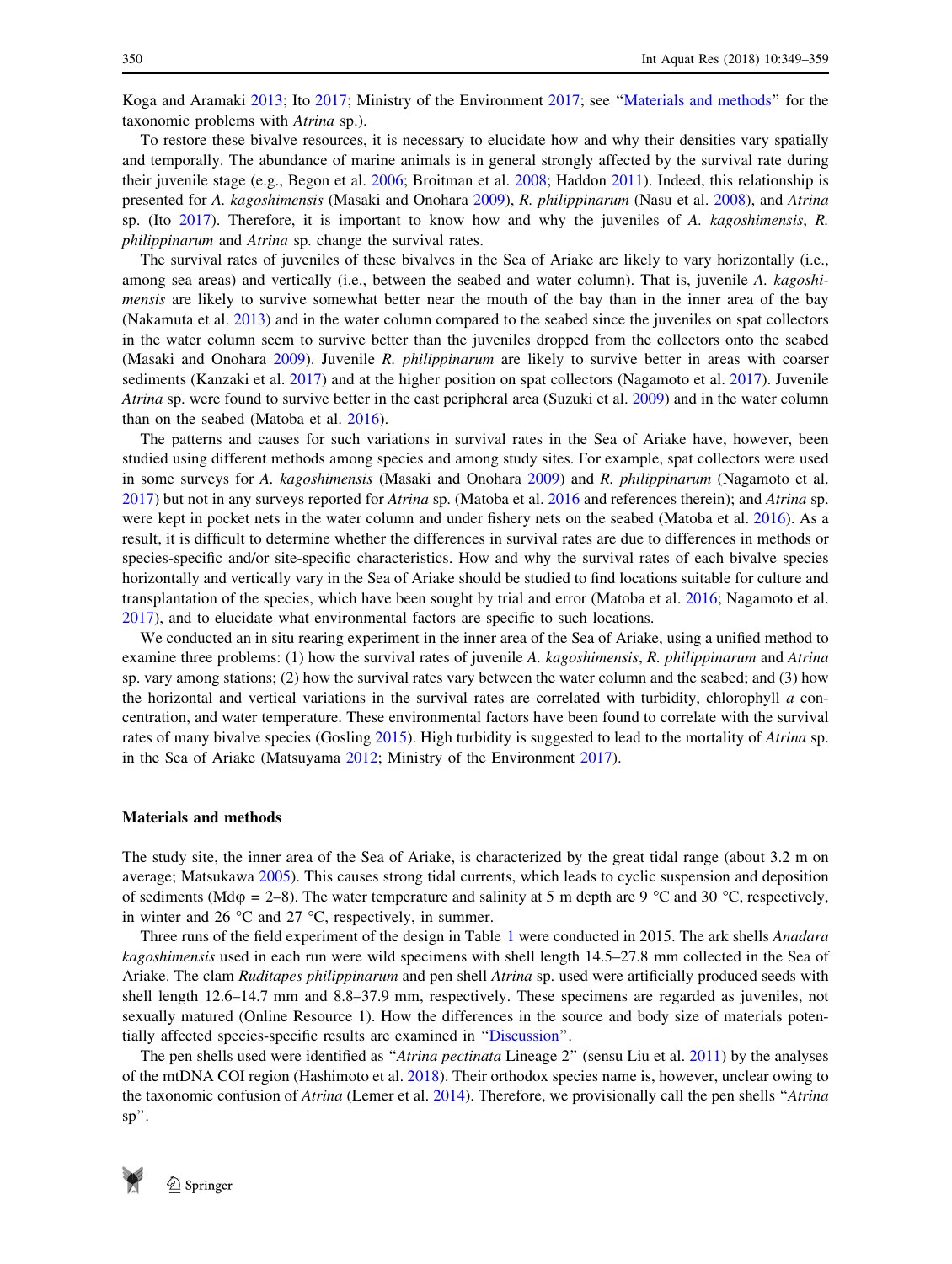Koga and Aramaki 2013; Ito 2017; Ministry of the Environment 2017; see "Materials and methods" for the taxonomic problems with *Atrina* sp.).

To restore these bivalve resources, it is necessary to elucidate how and why their densities vary spatially and temporally. The abundance of marine animals is in general strongly affected by the survival rate during their juvenile stage (e.g., Begon et al. 2006; Broitman et al. 2008; Haddon 2011). Indeed, this relationship is presented for *A. kagoshimensis* (Masaki and Onohara 2009), *R. philippinarum* (Nasu et al. 2008), and *Atrina* sp. (Ito 2017). Therefore, it is important to know how and why the juveniles of *A. kagoshimensis*, *R. philippinarum* and *Atrina* sp. change the survival rates.

The survival rates of juveniles of these bivalves in the Sea of Ariake are likely to vary horizontally (i.e., among sea areas) and vertically (i.e., between the seabed and water column). That is, juvenile *A. kagoshimensis* are likely to survive somewhat better near the mouth of the bay than in the inner area of the bay (Nakamuta et al. 2013) and in the water column compared to the seabed since the juveniles on spat collectors in the water column seem to survive better than the juveniles dropped from the collectors onto the seabed (Masaki and Onohara 2009). Juvenile *R. philippinarum* are likely to survive better in areas with coarser sediments (Kanzaki et al. 2017) and at the higher position on spat collectors (Nagamoto et al. 2017). Juvenile *Atrina* sp. were found to survive better in the east peripheral area (Suzuki et al. 2009) and in the water column than on the seabed (Matoba et al. 2016).

The patterns and causes for such variations in survival rates in the Sea of Ariake have, however, been studied using different methods among species and among study sites. For example, spat collectors were used in some surveys for *A. kagoshimensis* (Masaki and Onohara 2009) and *R. philippinarum* (Nagamoto et al. 2017) but not in any surveys reported for *Atrina* sp. (Matoba et al. 2016 and references therein); and *Atrina* sp. were kept in pocket nets in the water column and under fishery nets on the seabed (Matoba et al. 2016). As a result, it is difficult to determine whether the differences in survival rates are due to differences in methods or species-specific and/or site-specific characteristics. How and why the survival rates of each bivalve species horizontally and vertically vary in the Sea of Ariake should be studied to find locations suitable for culture and transplantation of the species, which have been sought by trial and error (Matoba et al. 2016; Nagamoto et al. 2017), and to elucidate what environmental factors are specific to such locations.

We conducted an in situ rearing experiment in the inner area of the Sea of Ariake, using a unified method to examine three problems: (1) how the survival rates of juvenile *A. kagoshimensis*, *R. philippinarum* and *Atrina* sp. vary among stations; (2) how the survival rates vary between the water column and the seabed; and (3) how the horizontal and vertical variations in the survival rates are correlated with turbidity, chlorophyll *a* concentration, and water temperature. These environmental factors have been found to correlate with the survival rates of many bivalve species (Gosling 2015). High turbidity is suggested to lead to the mortality of *Atrina* sp. in the Sea of Ariake (Matsuyama 2012; Ministry of the Environment 2017).

## Materials and methods

The study site, the inner area of the Sea of Ariake, is characterized by the great tidal range (about 3.2 m on average; Matsukawa 2005). This causes strong tidal currents, which leads to cyclic suspension and deposition of sediments (Md$\varphi$ = 2–8). The water temperature and salinity at 5 m depth are 9 °C and 30 °C, respectively, in winter and 26 °C and 27 °C, respectively, in summer.

Three runs of the field experiment of the design in Table 1 were conducted in 2015. The ark shells *Anadara kagoshimensis* used in each run were wild specimens with shell length 14.5–27.8 mm collected in the Sea of Ariake. The clam *Ruditapes philippinarum* and pen shell *Atrina* sp. used were artificially produced seeds with shell length 12.6–14.7 mm and 8.8–37.9 mm, respectively. These specimens are regarded as juveniles, not sexually matured (Online Resource 1). How the differences in the source and body size of materials potentially affected species-specific results are examined in "Discussion".

The pen shells used were identified as "*Atrina pectinata* Lineage 2" (sensu Liu et al. 2011) by the analyses of the mtDNA COI region (Hashimoto et al. 2018). Their orthodox species name is, however, unclear owing to the taxonomic confusion of *Atrina* (Lemer et al. 2014). Therefore, we provisionally call the pen shells "*Atrina* sp".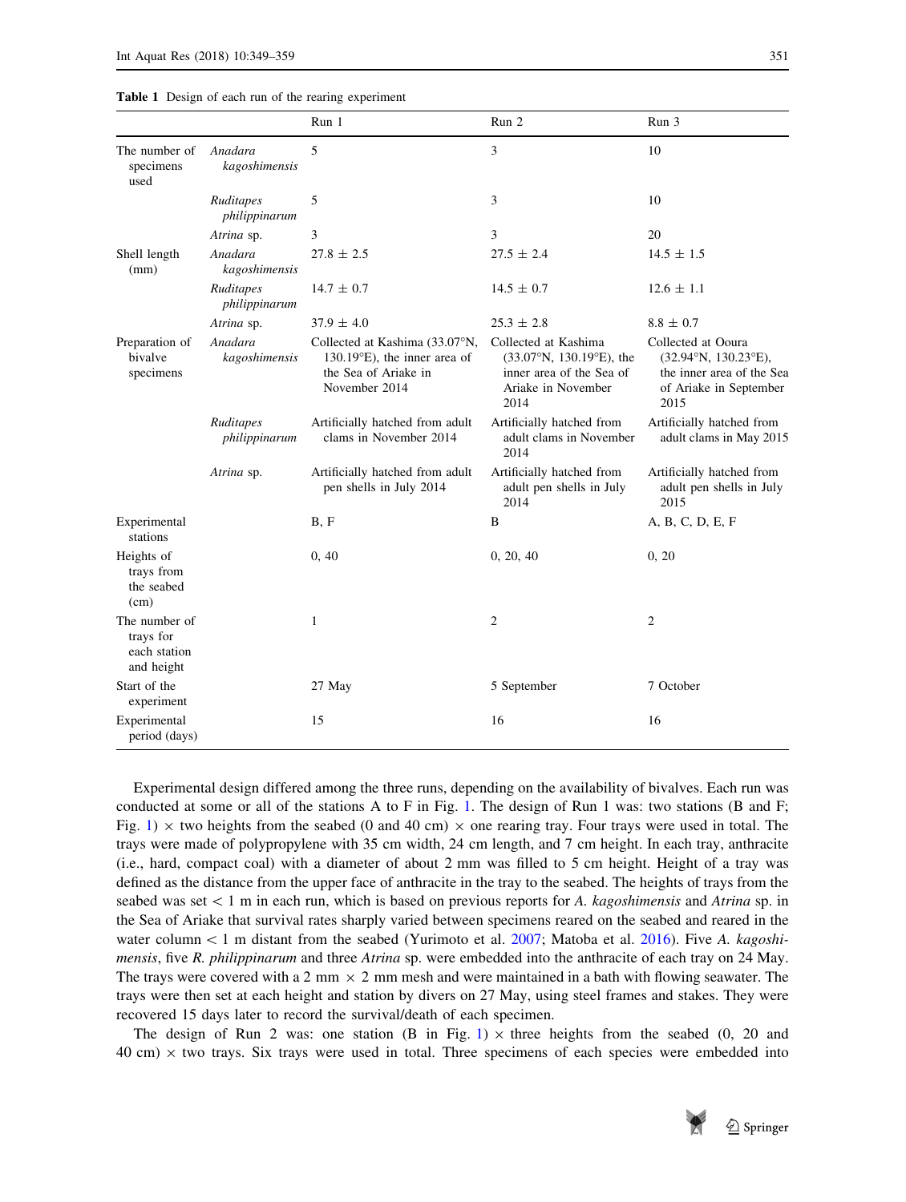**Table 1** Design of each run of the rearing experiment

| | | Run 1 | Run 2 | Run 3 |
|---|---|---|---|---|
| The number of specimens used | *Anadara kagoshimensis* | 5 | 3 | 10 |
| | *Ruditapes philippinarum* | 5 | 3 | 10 |
| | *Atrina* sp. | 3 | 3 | 20 |
| Shell length (mm) | *Anadara kagoshimensis* | 27.8 ± 2.5 | 27.5 ± 2.4 | 14.5 ± 1.5 |
| | *Ruditapes philippinarum* | 14.7 ± 0.7 | 14.5 ± 0.7 | 12.6 ± 1.1 |
| | *Atrina* sp. | 37.9 ± 4.0 | 25.3 ± 2.8 | 8.8 ± 0.7 |
| Preparation of bivalve specimens | *Anadara kagoshimensis* | Collected at Kashima (33.07°N, 130.19°E), the inner area of the Sea of Ariake in November 2014 | Collected at Kashima (33.07°N, 130.19°E), the inner area of the Sea of Ariake in November 2014 | Collected at Ooura (32.94°N, 130.23°E), the inner area of the Sea of Ariake in September 2015 |
| | *Ruditapes philippinarum* | Artificially hatched from adult clams in November 2014 | Artificially hatched from adult clams in November 2014 | Artificially hatched from adult clams in May 2015 |
| | *Atrina* sp. | Artificially hatched from adult pen shells in July 2014 | Artificially hatched from adult pen shells in July 2014 | Artificially hatched from adult pen shells in July 2015 |
| Experimental stations | | B, F | B | A, B, C, D, E, F |
| Heights of trays from the seabed (cm) | | 0, 40 | 0, 20, 40 | 0, 20 |
| The number of trays for each station and height | | 1 | 2 | 2 |
| Start of the experiment | | 27 May | 5 September | 7 October |
| Experimental period (days) | | 15 | 16 | 16 |

Experimental design differed among the three runs, depending on the availability of bivalves. Each run was conducted at some or all of the stations A to F in Fig. 1. The design of Run 1 was: two stations (B and F; Fig. 1) × two heights from the seabed (0 and 40 cm) × one rearing tray. Four trays were used in total. The trays were made of polypropylene with 35 cm width, 24 cm length, and 7 cm height. In each tray, anthracite (i.e., hard, compact coal) with a diameter of about 2 mm was filled to 5 cm height. Height of a tray was defined as the distance from the upper face of anthracite in the tray to the seabed. The heights of trays from the seabed was set < 1 m in each run, which is based on previous reports for *A. kagoshimensis* and *Atrina* sp. in the Sea of Ariake that survival rates sharply varied between specimens reared on the seabed and reared in the water column < 1 m distant from the seabed (Yurimoto et al. 2007; Matoba et al. 2016). Five *A. kagoshimensis*, five *R. philippinarum* and three *Atrina* sp. were embedded into the anthracite of each tray on 24 May. The trays were covered with a 2 mm × 2 mm mesh and were maintained in a bath with flowing seawater. The trays were then set at each height and station by divers on 27 May, using steel frames and stakes. They were recovered 15 days later to record the survival/death of each specimen.

The design of Run 2 was: one station (B in Fig. 1) × three heights from the seabed (0, 20 and 40 cm) × two trays. Six trays were used in total. Three specimens of each species were embedded into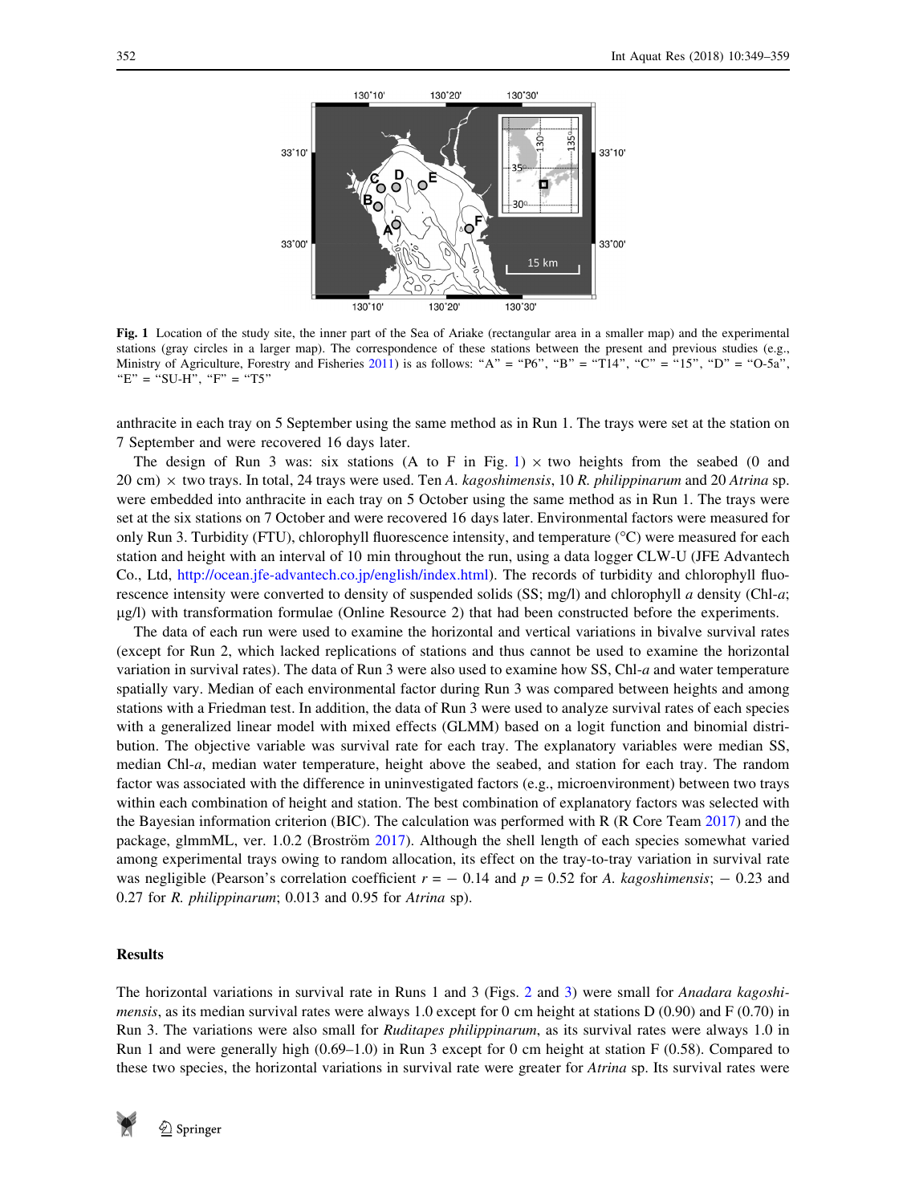**Fig. 1** Location of the study site, the inner part of the Sea of Ariake (rectangular area in a smaller map) and the experimental stations (gray circles in a larger map). The correspondence of these stations between the present and previous studies (e.g., Ministry of Agriculture, Forestry and Fisheries 2011) is as follows: "A" = "P6", "B" = "T14", "C" = "15", "D" = "O-5a", "E" = "SU-H", "F" = "T5"

anthracite in each tray on 5 September using the same method as in Run 1. The trays were set at the station on 7 September and were recovered 16 days later.

The design of Run 3 was: six stations (A to F in Fig. 1) × two heights from the seabed (0 and 20 cm) × two trays. In total, 24 trays were used. Ten *A. kagoshimensis*, 10 *R. philippinarum* and 20 *Atrina* sp. were embedded into anthracite in each tray on 5 October using the same method as in Run 1. The trays were set at the six stations on 7 October and were recovered 16 days later. Environmental factors were measured for only Run 3. Turbidity (FTU), chlorophyll fluorescence intensity, and temperature (°C) were measured for each station and height with an interval of 10 min throughout the run, using a data logger CLW-U (JFE Advantech Co., Ltd, http://ocean.jfe-advantech.co.jp/english/index.html). The records of turbidity and chlorophyll fluorescence intensity were converted to density of suspended solids (SS; mg/l) and chlorophyll *a* density (Chl-*a*; μg/l) with transformation formulae (Online Resource 2) that had been constructed before the experiments.

The data of each run were used to examine the horizontal and vertical variations in bivalve survival rates (except for Run 2, which lacked replications of stations and thus cannot be used to examine the horizontal variation in survival rates). The data of Run 3 were also used to examine how SS, Chl-*a* and water temperature spatially vary. Median of each environmental factor during Run 3 was compared between heights and among stations with a Friedman test. In addition, the data of Run 3 were used to analyze survival rates of each species with a generalized linear model with mixed effects (GLMM) based on a logit function and binomial distribution. The objective variable was survival rate for each tray. The explanatory variables were median SS, median Chl-*a*, median water temperature, height above the seabed, and station for each tray. The random factor was associated with the difference in uninvestigated factors (e.g., microenvironment) between two trays within each combination of height and station. The best combination of explanatory factors was selected with the Bayesian information criterion (BIC). The calculation was performed with R (R Core Team 2017) and the package, glmmML, ver. 1.0.2 (Broström 2017). Although the shell length of each species somewhat varied among experimental trays owing to random allocation, its effect on the tray-to-tray variation in survival rate was negligible (Pearson's correlation coefficient $r = -0.14$ and $p = 0.52$ for *A. kagoshimensis*; $-0.23$ and 0.27 for *R. philippinarum*; 0.013 and 0.95 for *Atrina* sp).

## Results

The horizontal variations in survival rate in Runs 1 and 3 (Figs. 2 and 3) were small for *Anadara kagoshimensis*, as its median survival rates were always 1.0 except for 0 cm height at stations D (0.90) and F (0.70) in Run 3. The variations were also small for *Ruditapes philippinarum*, as its survival rates were always 1.0 in Run 1 and were generally high (0.69–1.0) in Run 3 except for 0 cm height at station F (0.58). Compared to these two species, the horizontal variations in survival rate were greater for *Atrina* sp. Its survival rates were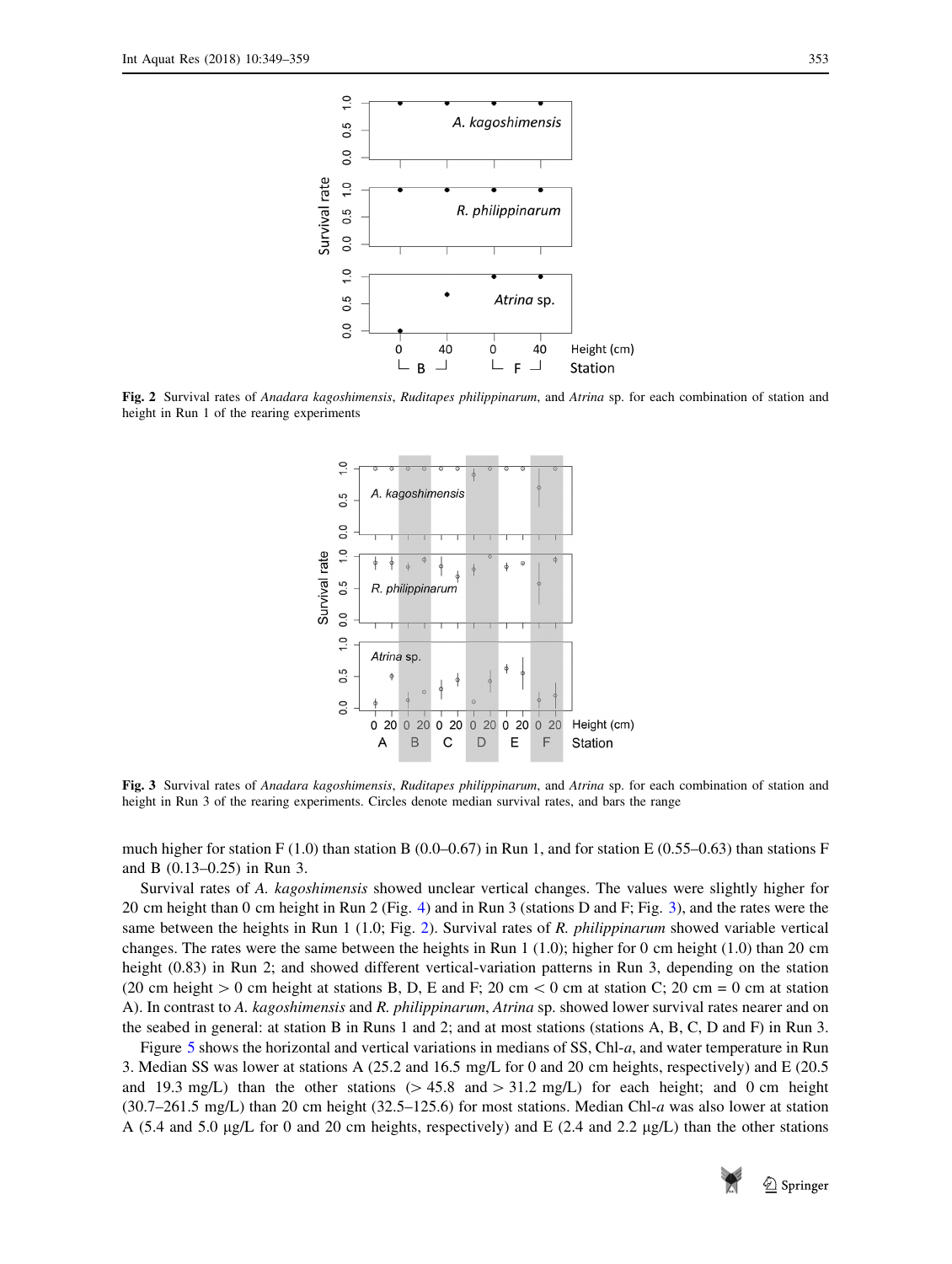**Fig. 2** Survival rates of *Anadara kagoshimensis*, *Ruditapes philippinarum*, and *Atrina* sp. for each combination of station and height in Run 1 of the rearing experiments

**Fig. 3** Survival rates of *Anadara kagoshimensis*, *Ruditapes philippinarum*, and *Atrina* sp. for each combination of station and height in Run 3 of the rearing experiments. Circles denote median survival rates, and bars the range

much higher for station F (1.0) than station B (0.0–0.67) in Run 1, and for station E (0.55–0.63) than stations F and B (0.13–0.25) in Run 3.

Survival rates of *A. kagoshimensis* showed unclear vertical changes. The values were slightly higher for 20 cm height than 0 cm height in Run 2 (Fig. 4) and in Run 3 (stations D and F; Fig. 3), and the rates were the same between the heights in Run 1 (1.0; Fig. 2). Survival rates of *R. philippinarum* showed variable vertical changes. The rates were the same between the heights in Run 1 (1.0); higher for 0 cm height (1.0) than 20 cm height (0.83) in Run 2; and showed different vertical-variation patterns in Run 3, depending on the station (20 cm height > 0 cm height at stations B, D, E and F; 20 cm < 0 cm at station C; 20 cm = 0 cm at station A). In contrast to *A. kagoshimensis* and *R. philippinarum*, *Atrina* sp. showed lower survival rates nearer and on the seabed in general: at station B in Runs 1 and 2; and at most stations (stations A, B, C, D and F) in Run 3.

Figure 5 shows the horizontal and vertical variations in medians of SS, Chl-*a*, and water temperature in Run 3. Median SS was lower at stations A (25.2 and 16.5 mg/L for 0 and 20 cm heights, respectively) and E (20.5 and 19.3 mg/L) than the other stations (> 45.8 and > 31.2 mg/L) for each height; and 0 cm height (30.7–261.5 mg/L) than 20 cm height (32.5–125.6) for most stations. Median Chl-*a* was also lower at station A (5.4 and 5.0 μg/L for 0 and 20 cm heights, respectively) and E (2.4 and 2.2 μg/L) than the other stations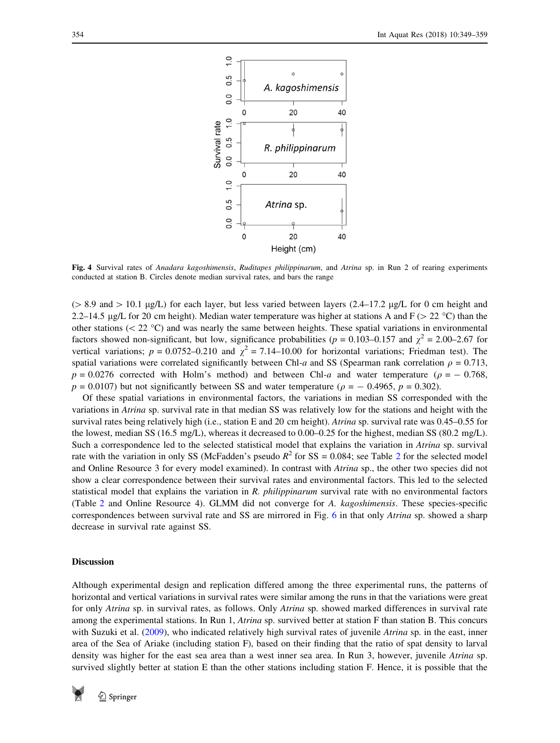**Fig. 4** Survival rates of *Anadara kagoshimensis*, *Ruditapes philippinarum*, and *Atrina* sp. in Run 2 of rearing experiments conducted at station B. Circles denote median survival rates, and bars the range

(> 8.9 and > 10.1 μg/L) for each layer, but less varied between layers (2.4–17.2 μg/L for 0 cm height and 2.2–14.5 μg/L for 20 cm height). Median water temperature was higher at stations A and F (> 22 °C) than the other stations (< 22 °C) and was nearly the same between heights. These spatial variations in environmental factors showed non-significant, but low, significance probabilities ($p = 0.103$–$0.157$ and $\chi^2 = 2.00$–$2.67$ for vertical variations; $p = 0.0752$–$0.210$ and $\chi^2 = 7.14$–$10.00$ for horizontal variations; Friedman test). The spatial variations were correlated significantly between Chl-*a* and SS (Spearman rank correlation $\rho = 0.713$, $p = 0.0276$ corrected with Holm's method) and between Chl-*a* and water temperature ($\rho = -0.768$, $p = 0.0107$) but not significantly between SS and water temperature ($\rho = -0.4965$, $p = 0.302$).

Of these spatial variations in environmental factors, the variations in median SS corresponded with the variations in *Atrina* sp. survival rate in that median SS was relatively low for the stations and height with the survival rates being relatively high (i.e., station E and 20 cm height). *Atrina* sp. survival rate was 0.45–0.55 for the lowest, median SS (16.5 mg/L), whereas it decreased to 0.00–0.25 for the highest, median SS (80.2 mg/L). Such a correspondence led to the selected statistical model that explains the variation in *Atrina* sp. survival rate with the variation in only SS (McFadden's pseudo $R^2$ for SS = 0.084; see Table 2 for the selected model and Online Resource 3 for every model examined). In contrast with *Atrina* sp., the other two species did not show a clear correspondence between their survival rates and environmental factors. This led to the selected statistical model that explains the variation in *R. philippinarum* survival rate with no environmental factors (Table 2 and Online Resource 4). GLMM did not converge for *A. kagoshimensis*. These species-specific correspondences between survival rate and SS are mirrored in Fig. 6 in that only *Atrina* sp. showed a sharp decrease in survival rate against SS.

## Discussion

Although experimental design and replication differed among the three experimental runs, the patterns of horizontal and vertical variations in survival rates were similar among the runs in that the variations were great for only *Atrina* sp. in survival rates, as follows. Only *Atrina* sp. showed marked differences in survival rate among the experimental stations. In Run 1, *Atrina* sp. survived better at station F than station B. This concurs with Suzuki et al. (2009), who indicated relatively high survival rates of juvenile *Atrina* sp. in the east, inner area of the Sea of Ariake (including station F), based on their finding that the ratio of spat density to larval density was higher for the east sea area than a west inner sea area. In Run 3, however, juvenile *Atrina* sp. survived slightly better at station E than the other stations including station F. Hence, it is possible that the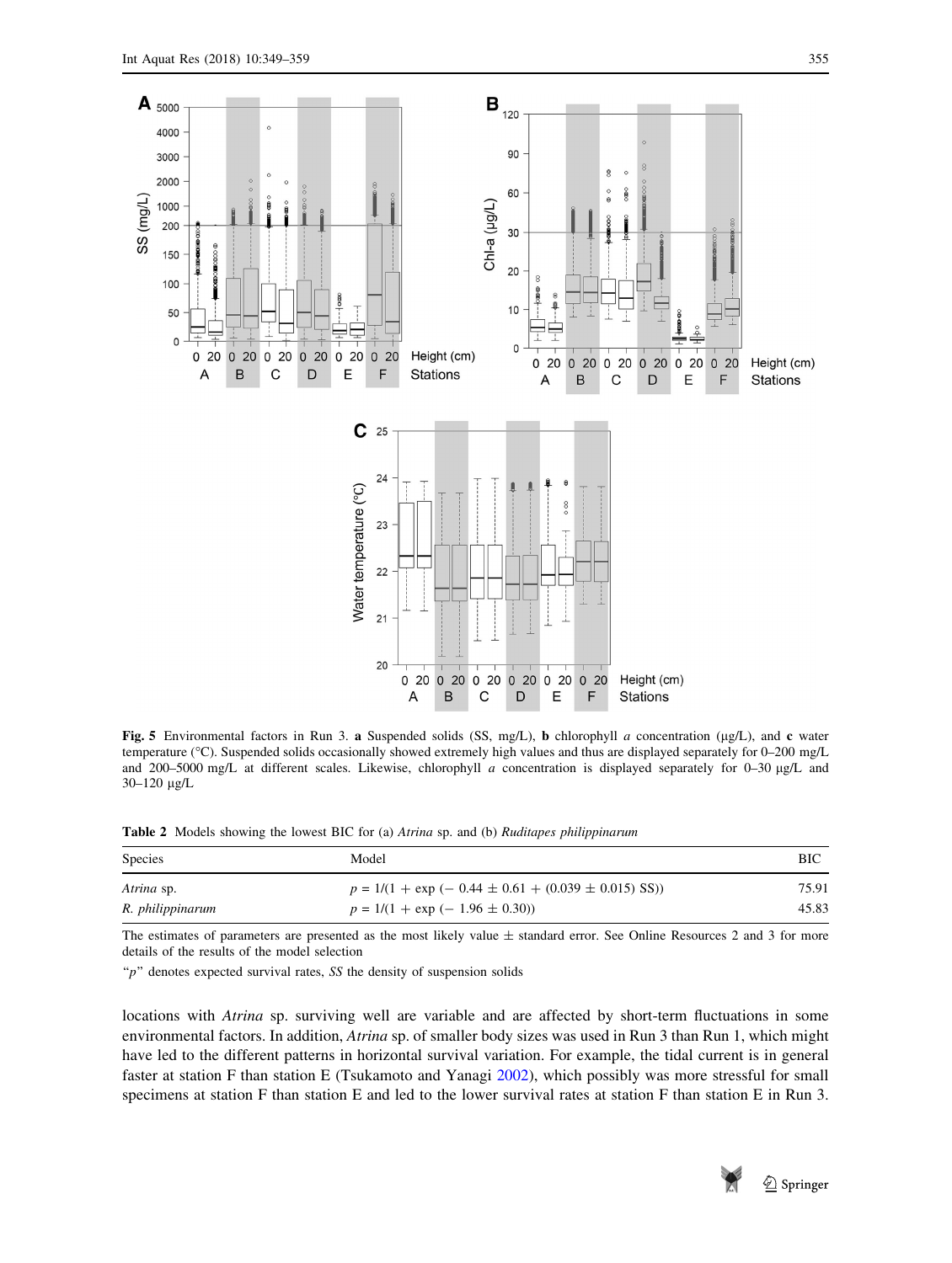**Fig. 5** Environmental factors in Run 3. **a** Suspended solids (SS, mg/L), **b** chlorophyll *a* concentration (μg/L), and **c** water temperature (°C). Suspended solids occasionally showed extremely high values and thus are displayed separately for 0–200 mg/L and 200–5000 mg/L at different scales. Likewise, chlorophyll *a* concentration is displayed separately for 0–30 μg/L and 30–120 μg/L

**Table 2** Models showing the lowest BIC for (a) *Atrina* sp. and (b) *Ruditapes philippinarum*

| Species | Model | BIC |
|---|---|---|
| *Atrina* sp. | $p = 1/(1 + \exp(-0.44 \pm 0.61 + (0.039 \pm 0.015)\ SS))$ | 75.91 |
| *R. philippinarum* | $p = 1/(1 + \exp(-1.96 \pm 0.30))$ | 45.83 |

The estimates of parameters are presented as the most likely value ± standard error. See Online Resources 2 and 3 for more details of the results of the model selection

"$p$" denotes expected survival rates, *SS* the density of suspension solids

locations with *Atrina* sp. surviving well are variable and are affected by short-term fluctuations in some environmental factors. In addition, *Atrina* sp. of smaller body sizes was used in Run 3 than Run 1, which might have led to the different patterns in horizontal survival variation. For example, the tidal current is in general faster at station F than station E (Tsukamoto and Yanagi 2002), which possibly was more stressful for small specimens at station F than station E and led to the lower survival rates at station F than station E in Run 3.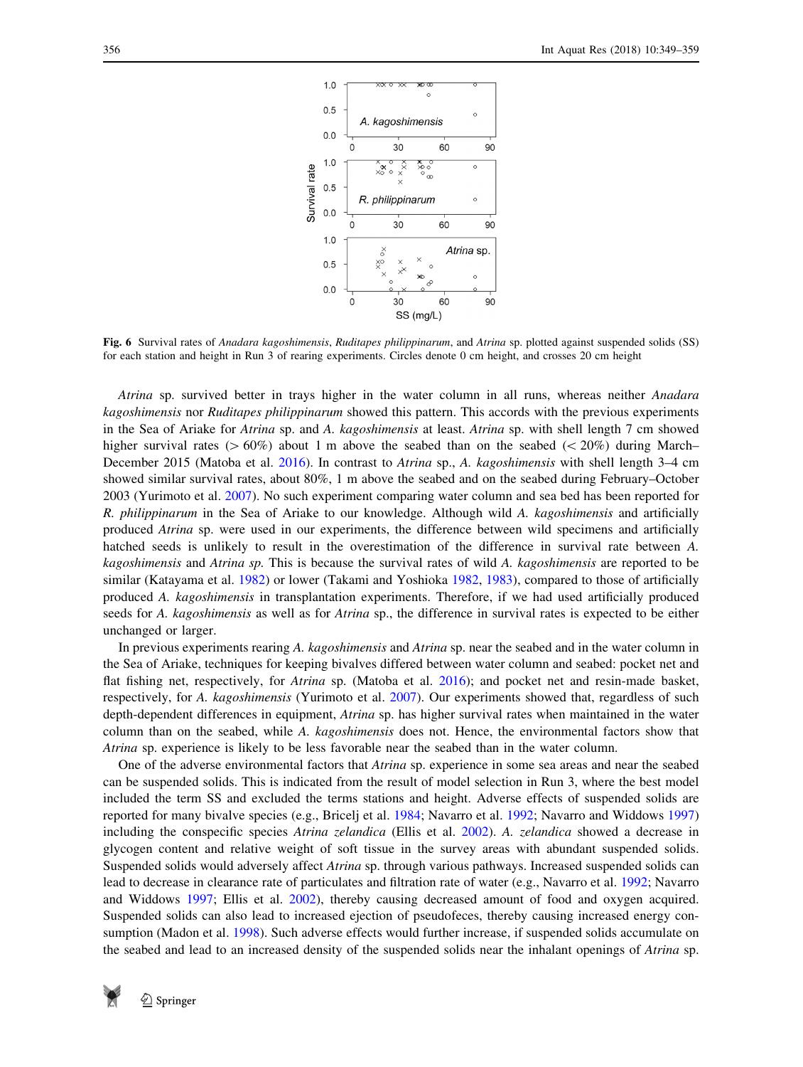Fig. 6 Survival rates of *Anadara kagoshimensis*, *Ruditapes philippinarum*, and *Atrina* sp. plotted against suspended solids (SS) for each station and height in Run 3 of rearing experiments. Circles denote 0 cm height, and crosses 20 cm height

*Atrina* sp. survived better in trays higher in the water column in all runs, whereas neither *Anadara kagoshimensis* nor *Ruditapes philippinarum* showed this pattern. This accords with the previous experiments in the Sea of Ariake for *Atrina* sp. and *A. kagoshimensis* at least. *Atrina* sp. with shell length 7 cm showed higher survival rates (> 60%) about 1 m above the seabed than on the seabed (< 20%) during March–December 2015 (Matoba et al. 2016). In contrast to *Atrina* sp., *A. kagoshimensis* with shell length 3–4 cm showed similar survival rates, about 80%, 1 m above the seabed and on the seabed during February–October 2003 (Yurimoto et al. 2007). No such experiment comparing water column and sea bed has been reported for *R. philippinarum* in the Sea of Ariake to our knowledge. Although wild *A. kagoshimensis* and artificially produced *Atrina* sp. were used in our experiments, the difference between wild specimens and artificially hatched seeds is unlikely to result in the overestimation of the difference in survival rate between *A. kagoshimensis* and *Atrina sp.* This is because the survival rates of wild *A. kagoshimensis* are reported to be similar (Katayama et al. 1982) or lower (Takami and Yoshioka 1982, 1983), compared to those of artificially produced *A. kagoshimensis* in transplantation experiments. Therefore, if we had used artificially produced seeds for *A. kagoshimensis* as well as for *Atrina* sp., the difference in survival rates is expected to be either unchanged or larger.

In previous experiments rearing *A. kagoshimensis* and *Atrina* sp. near the seabed and in the water column in the Sea of Ariake, techniques for keeping bivalves differed between water column and seabed: pocket net and flat fishing net, respectively, for *Atrina* sp. (Matoba et al. 2016); and pocket net and resin-made basket, respectively, for *A. kagoshimensis* (Yurimoto et al. 2007). Our experiments showed that, regardless of such depth-dependent differences in equipment, *Atrina* sp. has higher survival rates when maintained in the water column than on the seabed, while *A. kagoshimensis* does not. Hence, the environmental factors show that *Atrina* sp. experience is likely to be less favorable near the seabed than in the water column.

One of the adverse environmental factors that *Atrina* sp. experience in some sea areas and near the seabed can be suspended solids. This is indicated from the result of model selection in Run 3, where the best model included the term SS and excluded the terms stations and height. Adverse effects of suspended solids are reported for many bivalve species (e.g., Bricelj et al. 1984; Navarro et al. 1992; Navarro and Widdows 1997) including the conspecific species *Atrina zelandica* (Ellis et al. 2002). *A. zelandica* showed a decrease in glycogen content and relative weight of soft tissue in the survey areas with abundant suspended solids. Suspended solids would adversely affect *Atrina* sp. through various pathways. Increased suspended solids can lead to decrease in clearance rate of particulates and filtration rate of water (e.g., Navarro et al. 1992; Navarro and Widdows 1997; Ellis et al. 2002), thereby causing decreased amount of food and oxygen acquired. Suspended solids can also lead to increased ejection of pseudofeces, thereby causing increased energy consumption (Madon et al. 1998). Such adverse effects would further increase, if suspended solids accumulate on the seabed and lead to an increased density of the suspended solids near the inhalant openings of *Atrina* sp.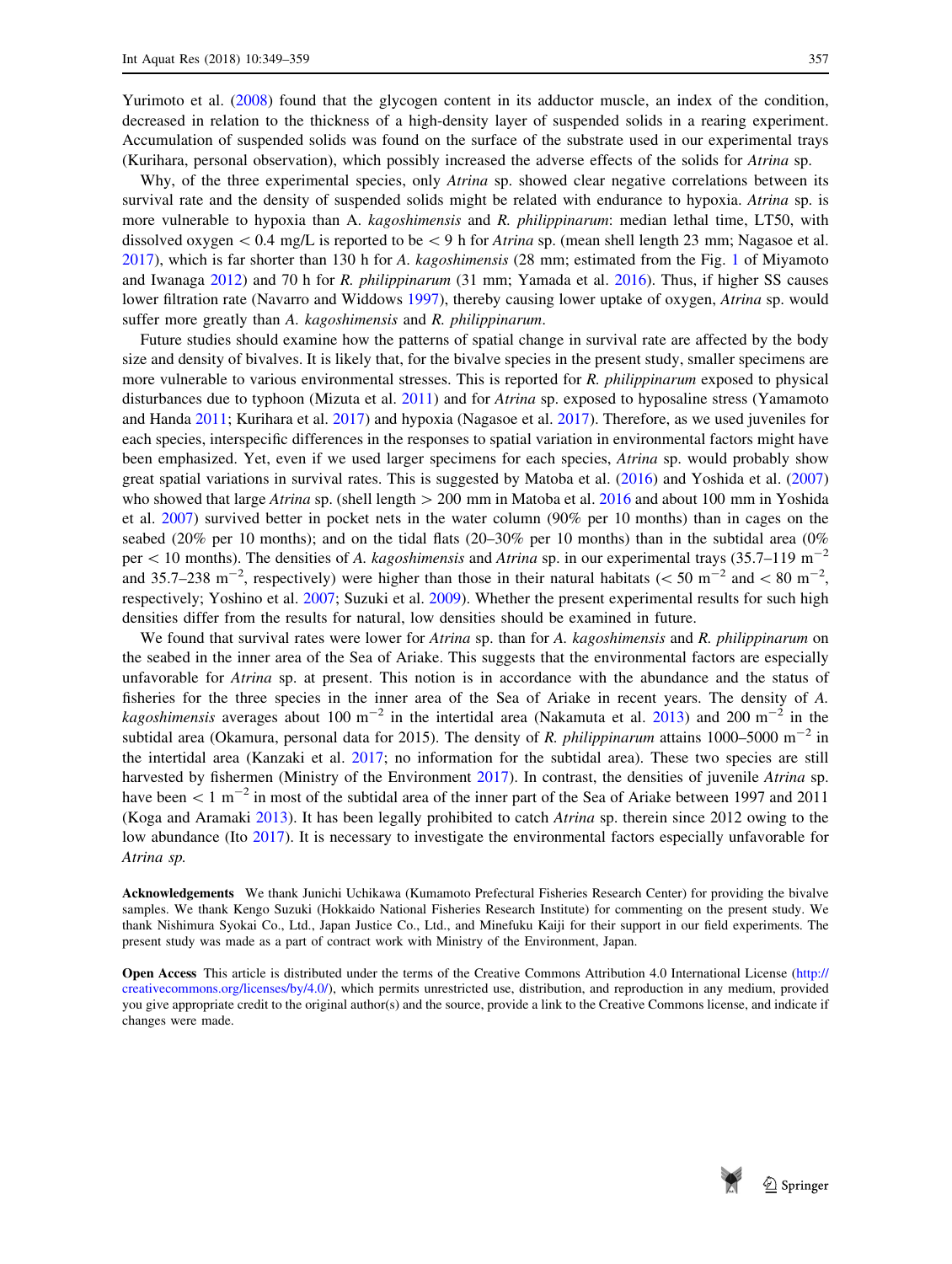Yurimoto et al. (2008) found that the glycogen content in its adductor muscle, an index of the condition, decreased in relation to the thickness of a high-density layer of suspended solids in a rearing experiment. Accumulation of suspended solids was found on the surface of the substrate used in our experimental trays (Kurihara, personal observation), which possibly increased the adverse effects of the solids for *Atrina* sp.

Why, of the three experimental species, only *Atrina* sp. showed clear negative correlations between its survival rate and the density of suspended solids might be related with endurance to hypoxia. *Atrina* sp. is more vulnerable to hypoxia than A. *kagoshimensis* and *R. philippinarum*: median lethal time, LT50, with dissolved oxygen < 0.4 mg/L is reported to be < 9 h for *Atrina* sp. (mean shell length 23 mm; Nagasoe et al. 2017), which is far shorter than 130 h for *A. kagoshimensis* (28 mm; estimated from the Fig. 1 of Miyamoto and Iwanaga 2012) and 70 h for *R. philippinarum* (31 mm; Yamada et al. 2016). Thus, if higher SS causes lower filtration rate (Navarro and Widdows 1997), thereby causing lower uptake of oxygen, *Atrina* sp. would suffer more greatly than *A. kagoshimensis* and *R. philippinarum*.

Future studies should examine how the patterns of spatial change in survival rate are affected by the body size and density of bivalves. It is likely that, for the bivalve species in the present study, smaller specimens are more vulnerable to various environmental stresses. This is reported for *R. philippinarum* exposed to physical disturbances due to typhoon (Mizuta et al. 2011) and for *Atrina* sp. exposed to hyposaline stress (Yamamoto and Handa 2011; Kurihara et al. 2017) and hypoxia (Nagasoe et al. 2017). Therefore, as we used juveniles for each species, interspecific differences in the responses to spatial variation in environmental factors might have been emphasized. Yet, even if we used larger specimens for each species, *Atrina* sp. would probably show great spatial variations in survival rates. This is suggested by Matoba et al. (2016) and Yoshida et al. (2007) who showed that large *Atrina* sp. (shell length > 200 mm in Matoba et al. 2016 and about 100 mm in Yoshida et al. 2007) survived better in pocket nets in the water column (90% per 10 months) than in cages on the seabed (20% per 10 months); and on the tidal flats (20–30% per 10 months) than in the subtidal area (0% per < 10 months). The densities of *A. kagoshimensis* and *Atrina* sp. in our experimental trays (35.7–119 $m^{-2}$ and 35.7–238 $m^{-2}$, respectively) were higher than those in their natural habitats (< 50 $m^{-2}$ and < 80 $m^{-2}$, respectively; Yoshino et al. 2007; Suzuki et al. 2009). Whether the present experimental results for such high densities differ from the results for natural, low densities should be examined in future.

We found that survival rates were lower for *Atrina* sp. than for *A. kagoshimensis* and *R. philippinarum* on the seabed in the inner area of the Sea of Ariake. This suggests that the environmental factors are especially unfavorable for *Atrina* sp. at present. This notion is in accordance with the abundance and the status of fisheries for the three species in the inner area of the Sea of Ariake in recent years. The density of *A. kagoshimensis* averages about 100 $m^{-2}$ in the intertidal area (Nakamuta et al. 2013) and 200 $m^{-2}$ in the subtidal area (Okamura, personal data for 2015). The density of *R. philippinarum* attains 1000–5000 $m^{-2}$ in the intertidal area (Kanzaki et al. 2017; no information for the subtidal area). These two species are still harvested by fishermen (Ministry of the Environment 2017). In contrast, the densities of juvenile *Atrina* sp. have been < 1 $m^{-2}$ in most of the subtidal area of the inner part of the Sea of Ariake between 1997 and 2011 (Koga and Aramaki 2013). It has been legally prohibited to catch *Atrina* sp. therein since 2012 owing to the low abundance (Ito 2017). It is necessary to investigate the environmental factors especially unfavorable for *Atrina sp.*

**Acknowledgements** We thank Junichi Uchikawa (Kumamoto Prefectural Fisheries Research Center) for providing the bivalve samples. We thank Kengo Suzuki (Hokkaido National Fisheries Research Institute) for commenting on the present study. We thank Nishimura Syokai Co., Ltd., Japan Justice Co., Ltd., and Minefuku Kaiji for their support in our field experiments. The present study was made as a part of contract work with Ministry of the Environment, Japan.

**Open Access** This article is distributed under the terms of the Creative Commons Attribution 4.0 International License (http://creativecommons.org/licenses/by/4.0/), which permits unrestricted use, distribution, and reproduction in any medium, provided you give appropriate credit to the original author(s) and the source, provide a link to the Creative Commons license, and indicate if changes were made.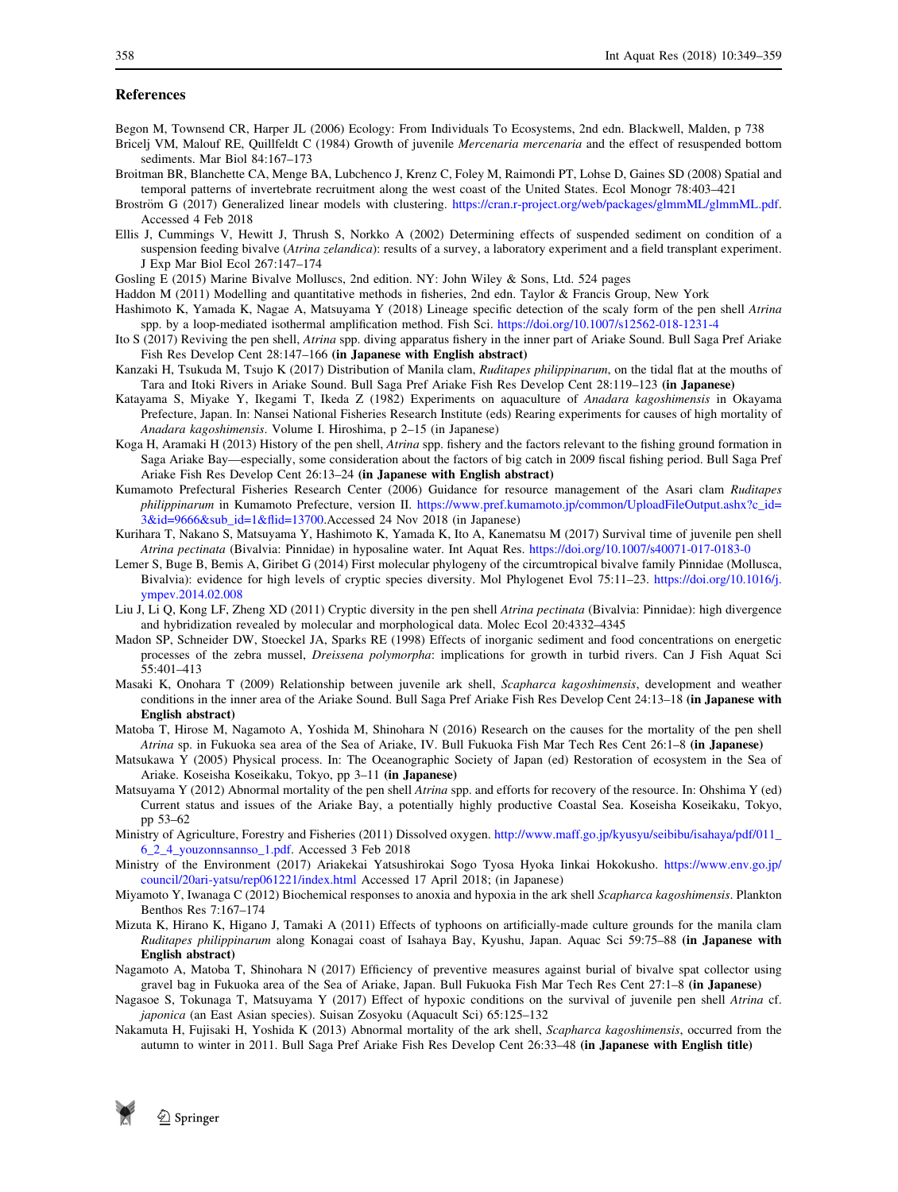## References

Begon M, Townsend CR, Harper JL (2006) Ecology: From Individuals To Ecosystems, 2nd edn. Blackwell, Malden, p 738

Bricelj VM, Malouf RE, Quillfeldt C (1984) Growth of juvenile *Mercenaria mercenaria* and the effect of resuspended bottom sediments. Mar Biol 84:167–173

Broitman BR, Blanchette CA, Menge BA, Lubchenco J, Krenz C, Foley M, Raimondi PT, Lohse D, Gaines SD (2008) Spatial and temporal patterns of invertebrate recruitment along the west coast of the United States. Ecol Monogr 78:403–421

Broström G (2017) Generalized linear models with clustering. https://cran.r-project.org/web/packages/glmmML/glmmML.pdf. Accessed 4 Feb 2018

Ellis J, Cummings V, Hewitt J, Thrush S, Norkko A (2002) Determining effects of suspended sediment on condition of a suspension feeding bivalve (*Atrina zelandica*): results of a survey, a laboratory experiment and a field transplant experiment. J Exp Mar Biol Ecol 267:147–174

Gosling E (2015) Marine Bivalve Molluscs, 2nd edition. NY: John Wiley & Sons, Ltd. 524 pages

Haddon M (2011) Modelling and quantitative methods in fisheries, 2nd edn. Taylor & Francis Group, New York

Hashimoto K, Yamada K, Nagae A, Matsuyama Y (2018) Lineage specific detection of the scaly form of the pen shell *Atrina* spp. by a loop-mediated isothermal amplification method. Fish Sci. https://doi.org/10.1007/s12562-018-1231-4

Ito S (2017) Reviving the pen shell, *Atrina* spp. diving apparatus fishery in the inner part of Ariake Sound. Bull Saga Pref Ariake Fish Res Develop Cent 28:147–166 **(in Japanese with English abstract)**

Kanzaki H, Tsukuda M, Tsujo K (2017) Distribution of Manila clam, *Ruditapes philippinarum*, on the tidal flat at the mouths of Tara and Itoki Rivers in Ariake Sound. Bull Saga Pref Ariake Fish Res Develop Cent 28:119–123 **(in Japanese)**

Katayama S, Miyake Y, Ikegami T, Ikeda Z (1982) Experiments on aquaculture of *Anadara kagoshimensis* in Okayama Prefecture, Japan. In: Nansei National Fisheries Research Institute (eds) Rearing experiments for causes of high mortality of *Anadara kagoshimensis*. Volume I. Hiroshima, p 2–15 (in Japanese)

Koga H, Aramaki H (2013) History of the pen shell, *Atrina* spp. fishery and the factors relevant to the fishing ground formation in Saga Ariake Bay—especially, some consideration about the factors of big catch in 2009 fiscal fishing period. Bull Saga Pref Ariake Fish Res Develop Cent 26:13–24 **(in Japanese with English abstract)**

Kumamoto Prefectural Fisheries Research Center (2006) Guidance for resource management of the Asari clam *Ruditapes philippinarum* in Kumamoto Prefecture, version II. https://www.pref.kumamoto.jp/common/UploadFileOutput.ashx?c_id=3&id=9666&sub_id=1&flid=13700.Accessed 24 Nov 2018 (in Japanese)

Kurihara T, Nakano S, Matsuyama Y, Hashimoto K, Yamada K, Ito A, Kanematsu M (2017) Survival time of juvenile pen shell *Atrina pectinata* (Bivalvia: Pinnidae) in hyposaline water. Int Aquat Res. https://doi.org/10.1007/s40071-017-0183-0

Lemer S, Buge B, Bemis A, Giribet G (2014) First molecular phylogeny of the circumtropical bivalve family Pinnidae (Mollusca, Bivalvia): evidence for high levels of cryptic species diversity. Mol Phylogenet Evol 75:11–23. https://doi.org/10.1016/j.ympev.2014.02.008

Liu J, Li Q, Kong LF, Zheng XD (2011) Cryptic diversity in the pen shell *Atrina pectinata* (Bivalvia: Pinnidae): high divergence and hybridization revealed by molecular and morphological data. Molec Ecol 20:4332–4345

Madon SP, Schneider DW, Stoeckel JA, Sparks RE (1998) Effects of inorganic sediment and food concentrations on energetic processes of the zebra mussel, *Dreissena polymorpha*: implications for growth in turbid rivers. Can J Fish Aquat Sci 55:401–413

Masaki K, Onohara T (2009) Relationship between juvenile ark shell, *Scapharca kagoshimensis*, development and weather conditions in the inner area of the Ariake Sound. Bull Saga Pref Ariake Fish Res Develop Cent 24:13–18 **(in Japanese with English abstract)**

Matoba T, Hirose M, Nagamoto A, Yoshida M, Shinohara N (2016) Research on the causes for the mortality of the pen shell *Atrina* sp. in Fukuoka sea area of the Sea of Ariake, IV. Bull Fukuoka Fish Mar Tech Res Cent 26:1–8 **(in Japanese)**

Matsukawa Y (2005) Physical process. In: The Oceanographic Society of Japan (ed) Restoration of ecosystem in the Sea of Ariake. Koseisha Koseikaku, Tokyo, pp 3–11 **(in Japanese)**

Matsuyama Y (2012) Abnormal mortality of the pen shell *Atrina* spp. and efforts for recovery of the resource. In: Ohshima Y (ed) Current status and issues of the Ariake Bay, a potentially highly productive Coastal Sea. Koseisha Koseikaku, Tokyo, pp 53–62

Ministry of Agriculture, Forestry and Fisheries (2011) Dissolved oxygen. http://www.maff.go.jp/kyusyu/seibibu/isahaya/pdf/011_6_2_4_youzonnsanso_1.pdf. Accessed 3 Feb 2018

Ministry of the Environment (2017) Ariakekai Yatsushirokai Sogo Tyosa Hyoka Iinkai Hokokusho. https://www.env.go.jp/council/20ari-yatsu/rep061221/index.html Accessed 17 April 2018; (in Japanese)

Miyamoto Y, Iwanaga C (2012) Biochemical responses to anoxia and hypoxia in the ark shell *Scapharca kagoshimensis*. Plankton Benthos Res 7:167–174

Mizuta K, Hirano K, Higano J, Tamaki A (2011) Effects of typhoons on artificially-made culture grounds for the manila clam *Ruditapes philippinarum* along Konagai coast of Isahaya Bay, Kyushu, Japan. Aquac Sci 59:75–88 **(in Japanese with English abstract)**

Nagamoto A, Matoba T, Shinohara N (2017) Efficiency of preventive measures against burial of bivalve spat collector using gravel bag in Fukuoka area of the Sea of Ariake, Japan. Bull Fukuoka Fish Mar Tech Res Cent 27:1–8 **(in Japanese)**

Nagasoe S, Tokunaga T, Matsuyama Y (2017) Effect of hypoxic conditions on the survival of juvenile pen shell *Atrina* cf. *japonica* (an East Asian species). Suisan Zosyoku (Aquacult Sci) 65:125–132

Nakamuta H, Fujisaki H, Yoshida K (2013) Abnormal mortality of the ark shell, *Scapharca kagoshimensis*, occurred from the autumn to winter in 2011. Bull Saga Pref Ariake Fish Res Develop Cent 26:33–48 **(in Japanese with English title)**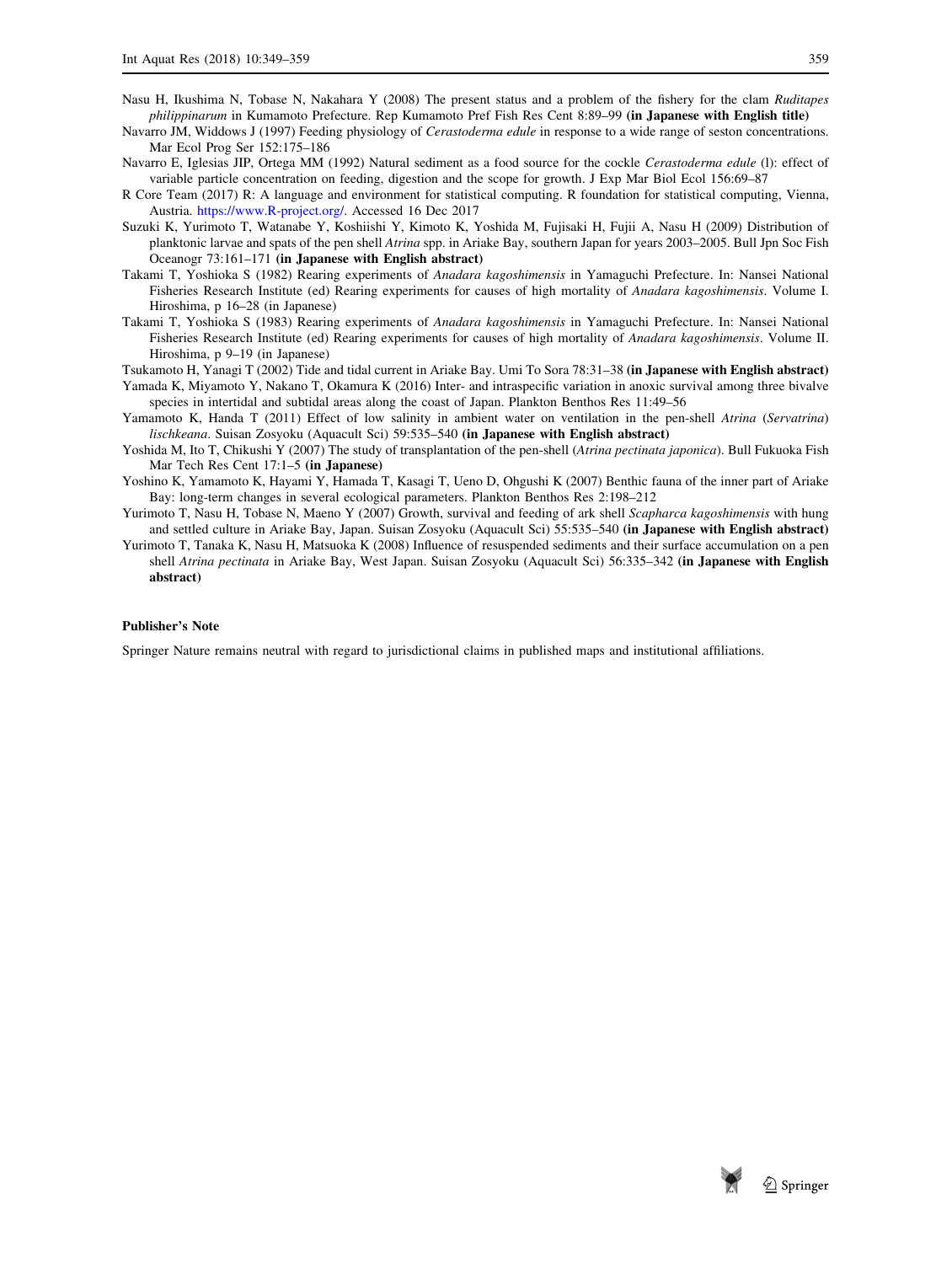Nasu H, Ikushima N, Tobase N, Nakahara Y (2008) The present status and a problem of the fishery for the clam *Ruditapes philippinarum* in Kumamoto Prefecture. Rep Kumamoto Pref Fish Res Cent 8:89–99 **(in Japanese with English title)**

Navarro JM, Widdows J (1997) Feeding physiology of *Cerastoderma edule* in response to a wide range of seston concentrations. Mar Ecol Prog Ser 152:175–186

Navarro E, Iglesias JIP, Ortega MM (1992) Natural sediment as a food source for the cockle *Cerastoderma edule* (l): effect of variable particle concentration on feeding, digestion and the scope for growth. J Exp Mar Biol Ecol 156:69–87

R Core Team (2017) R: A language and environment for statistical computing. R foundation for statistical computing, Vienna, Austria. https://www.R-project.org/. Accessed 16 Dec 2017

Suzuki K, Yurimoto T, Watanabe Y, Koshiishi Y, Kimoto K, Yoshida M, Fujisaki H, Fujii A, Nasu H (2009) Distribution of planktonic larvae and spats of the pen shell *Atrina* spp. in Ariake Bay, southern Japan for years 2003–2005. Bull Jpn Soc Fish Oceanogr 73:161–171 **(in Japanese with English abstract)**

Takami T, Yoshioka S (1982) Rearing experiments of *Anadara kagoshimensis* in Yamaguchi Prefecture. In: Nansei National Fisheries Research Institute (ed) Rearing experiments for causes of high mortality of *Anadara kagoshimensis*. Volume I. Hiroshima, p 16–28 (in Japanese)

Takami T, Yoshioka S (1983) Rearing experiments of *Anadara kagoshimensis* in Yamaguchi Prefecture. In: Nansei National Fisheries Research Institute (ed) Rearing experiments for causes of high mortality of *Anadara kagoshimensis*. Volume II. Hiroshima, p 9–19 (in Japanese)

Tsukamoto H, Yanagi T (2002) Tide and tidal current in Ariake Bay. Umi To Sora 78:31–38 **(in Japanese with English abstract)**

Yamada K, Miyamoto Y, Nakano T, Okamura K (2016) Inter- and intraspecific variation in anoxic survival among three bivalve species in intertidal and subtidal areas along the coast of Japan. Plankton Benthos Res 11:49–56

Yamamoto K, Handa T (2011) Effect of low salinity in ambient water on ventilation in the pen-shell *Atrina* (*Servatrina*) *lischkeana*. Suisan Zosyoku (Aquacult Sci) 59:535–540 **(in Japanese with English abstract)**

Yoshida M, Ito T, Chikushi Y (2007) The study of transplantation of the pen-shell (*Atrina pectinata japonica*). Bull Fukuoka Fish Mar Tech Res Cent 17:1–5 **(in Japanese)**

Yoshino K, Yamamoto K, Hayami Y, Hamada T, Kasagi T, Ueno D, Ohgushi K (2007) Benthic fauna of the inner part of Ariake Bay: long-term changes in several ecological parameters. Plankton Benthos Res 2:198–212

Yurimoto T, Nasu H, Tobase N, Maeno Y (2007) Growth, survival and feeding of ark shell *Scapharca kagoshimensis* with hung and settled culture in Ariake Bay, Japan. Suisan Zosyoku (Aquacult Sci) 55:535–540 **(in Japanese with English abstract)**

Yurimoto T, Tanaka K, Nasu H, Matsuoka K (2008) Influence of resuspended sediments and their surface accumulation on a pen shell *Atrina pectinata* in Ariake Bay, West Japan. Suisan Zosyoku (Aquacult Sci) 56:335–342 **(in Japanese with English abstract)**

#### Publisher's Note

Springer Nature remains neutral with regard to jurisdictional claims in published maps and institutional affiliations.